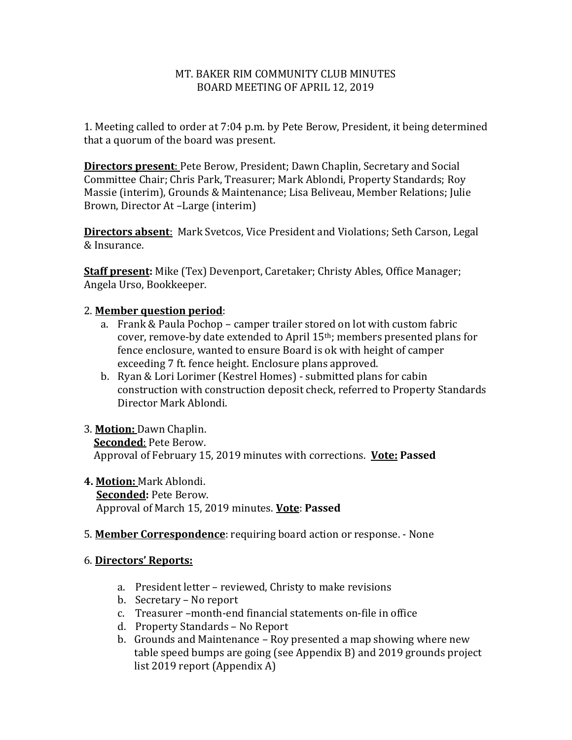# MT. BAKER RIM COMMUNITY CLUB MINUTES
## BOARD MEETING OF APRIL 12, 2019

1. Meeting called to order at 7:04 p.m. by Pete Berow, President, it being determined that a quorum of the board was present.

**Directors present**: Pete Berow, President; Dawn Chaplin, Secretary and Social Committee Chair; Chris Park, Treasurer; Mark Ablondi, Property Standards; Roy Massie (interim), Grounds & Maintenance; Lisa Beliveau, Member Relations; Julie Brown, Director At –Large (interim)

**Directors absent**: Mark Svetcos, Vice President and Violations; Seth Carson, Legal & Insurance.

**Staff present:** Mike (Tex) Devenport, Caretaker; Christy Ables, Office Manager; Angela Urso, Bookkeeper.

2. **Member question period**:
   a. Frank & Paula Pochop – camper trailer stored on lot with custom fabric cover, remove-by date extended to April 15th; members presented plans for fence enclosure, wanted to ensure Board is ok with height of camper exceeding 7 ft. fence height. Enclosure plans approved.
   b. Ryan & Lori Lorimer (Kestrel Homes) - submitted plans for cabin construction with construction deposit check, referred to Property Standards Director Mark Ablondi.

3. **Motion:** Dawn Chaplin.
   **Seconded**: Pete Berow.
   Approval of February 15, 2019 minutes with corrections. **Vote: Passed**

4. **Motion:** Mark Ablondi.
   **Seconded:** Pete Berow.
   Approval of March 15, 2019 minutes. **Vote**: **Passed**

5. **Member Correspondence**: requiring board action or response. - None

6. **Directors' Reports:**

   a. President letter – reviewed, Christy to make revisions
   b. Secretary – No report
   c. Treasurer –month-end financial statements on-file in office
   d. Property Standards – No Report
   b. Grounds and Maintenance – Roy presented a map showing where new table speed bumps are going (see Appendix B) and 2019 grounds project list 2019 report (Appendix A)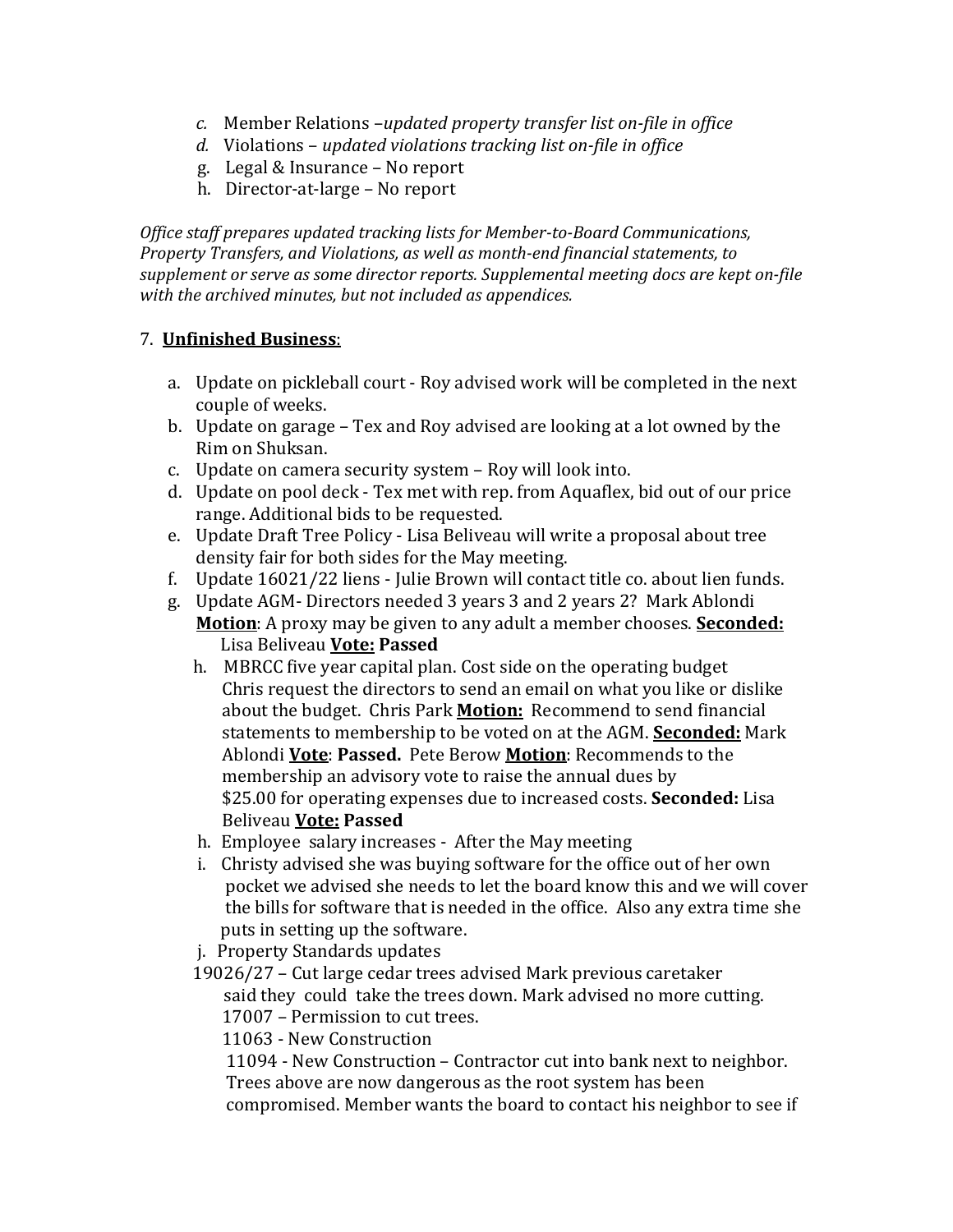c. Member Relations –*updated property transfer list on-file in office*
d. Violations – *updated violations tracking list on-file in office*
g. Legal & Insurance – No report
h. Director-at-large – No report

*Office staff prepares updated tracking lists for Member-to-Board Communications, Property Transfers, and Violations, as well as month-end financial statements, to supplement or serve as some director reports. Supplemental meeting docs are kept on-file with the archived minutes, but not included as appendices.*

7. **Unfinished Business**:

a. Update on pickleball court - Roy advised work will be completed in the next couple of weeks.
b. Update on garage – Tex and Roy advised are looking at a lot owned by the Rim on Shuksan.
c. Update on camera security system – Roy will look into.
d. Update on pool deck - Tex met with rep. from Aquaflex, bid out of our price range. Additional bids to be requested.
e. Update Draft Tree Policy - Lisa Beliveau will write a proposal about tree density fair for both sides for the May meeting.
f. Update 16021/22 liens - Julie Brown will contact title co. about lien funds.
g. Update AGM- Directors needed 3 years 3 and 2 years 2? Mark Ablondi **Motion**: A proxy may be given to any adult a member chooses. **Seconded:** Lisa Beliveau **Vote: Passed**
h. MBRCC five year capital plan. Cost side on the operating budget Chris request the directors to send an email on what you like or dislike about the budget. Chris Park **Motion:** Recommend to send financial statements to membership to be voted on at the AGM. **Seconded:** Mark Ablondi **Vote**: **Passed.** Pete Berow **Motion**: Recommends to the membership an advisory vote to raise the annual dues by $25.00 for operating expenses due to increased costs. **Seconded:** Lisa Beliveau **Vote: Passed**
h. Employee salary increases - After the May meeting
i. Christy advised she was buying software for the office out of her own pocket we advised she needs to let the board know this and we will cover the bills for software that is needed in the office. Also any extra time she puts in setting up the software.
j. Property Standards updates

19026/27 – Cut large cedar trees advised Mark previous caretaker said they could take the trees down. Mark advised no more cutting.
17007 – Permission to cut trees.
11063 - New Construction
11094 - New Construction – Contractor cut into bank next to neighbor. Trees above are now dangerous as the root system has been compromised. Member wants the board to contact his neighbor to see if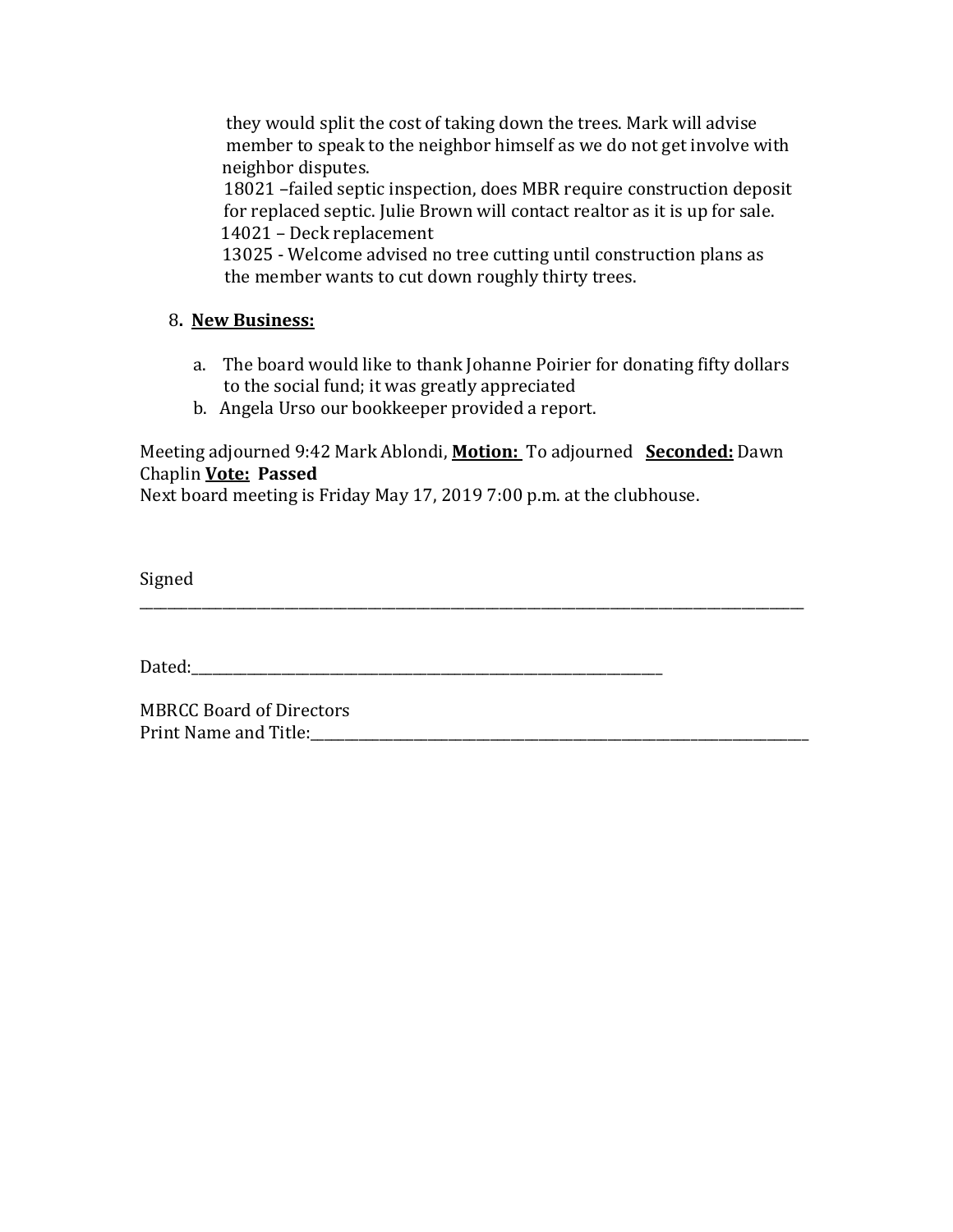they would split the cost of taking down the trees. Mark will advise member to speak to the neighbor himself as we do not get involve with neighbor disputes.
18021 –failed septic inspection, does MBR require construction deposit for replaced septic. Julie Brown will contact realtor as it is up for sale.
14021 – Deck replacement
13025 - Welcome advised no tree cutting until construction plans as the member wants to cut down roughly thirty trees.

8. **New Business:**

a. The board would like to thank Johanne Poirier for donating fifty dollars to the social fund; it was greatly appreciated
b. Angela Urso our bookkeeper provided a report.

Meeting adjourned 9:42 Mark Ablondi, **Motion:** To adjourned **Seconded:** Dawn Chaplin **Vote: Passed**
Next board meeting is Friday May 17, 2019 7:00 p.m. at the clubhouse.

Signed
_______________________________________________________________________________

Dated:_______________________________________________________

MBRCC Board of Directors
Print Name and Title:_____________________________________________________________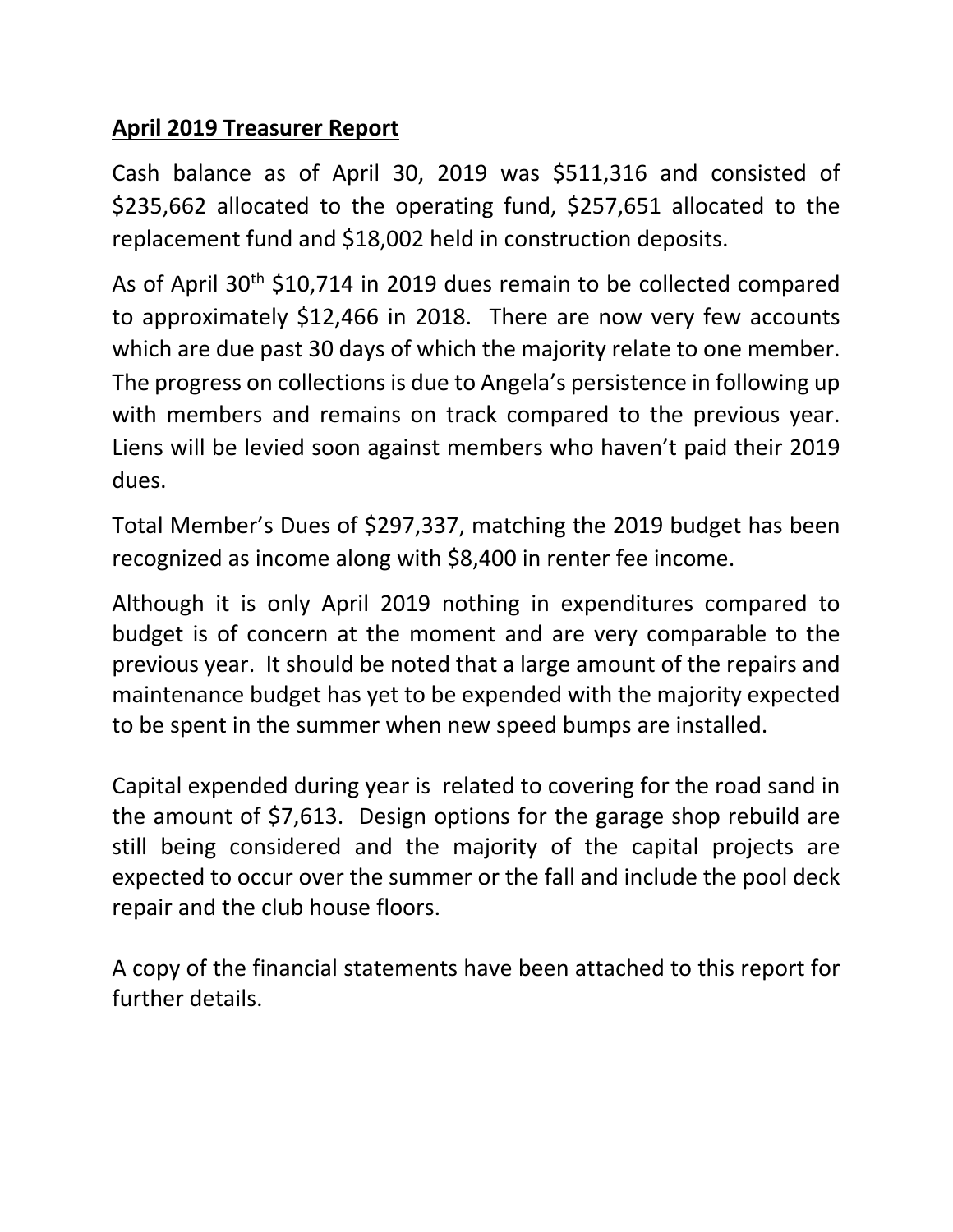**<u>April 2019 Treasurer Report</u>**

Cash balance as of April 30, 2019 was $511,316 and consisted of $235,662 allocated to the operating fund, $257,651 allocated to the replacement fund and $18,002 held in construction deposits.

As of April 30th $10,714 in 2019 dues remain to be collected compared to approximately $12,466 in 2018. There are now very few accounts which are due past 30 days of which the majority relate to one member. The progress on collections is due to Angela's persistence in following up with members and remains on track compared to the previous year. Liens will be levied soon against members who haven't paid their 2019 dues.

Total Member's Dues of $297,337, matching the 2019 budget has been recognized as income along with $8,400 in renter fee income.

Although it is only April 2019 nothing in expenditures compared to budget is of concern at the moment and are very comparable to the previous year. It should be noted that a large amount of the repairs and maintenance budget has yet to be expended with the majority expected to be spent in the summer when new speed bumps are installed.

Capital expended during year is related to covering for the road sand in the amount of $7,613. Design options for the garage shop rebuild are still being considered and the majority of the capital projects are expected to occur over the summer or the fall and include the pool deck repair and the club house floors.

A copy of the financial statements have been attached to this report for further details.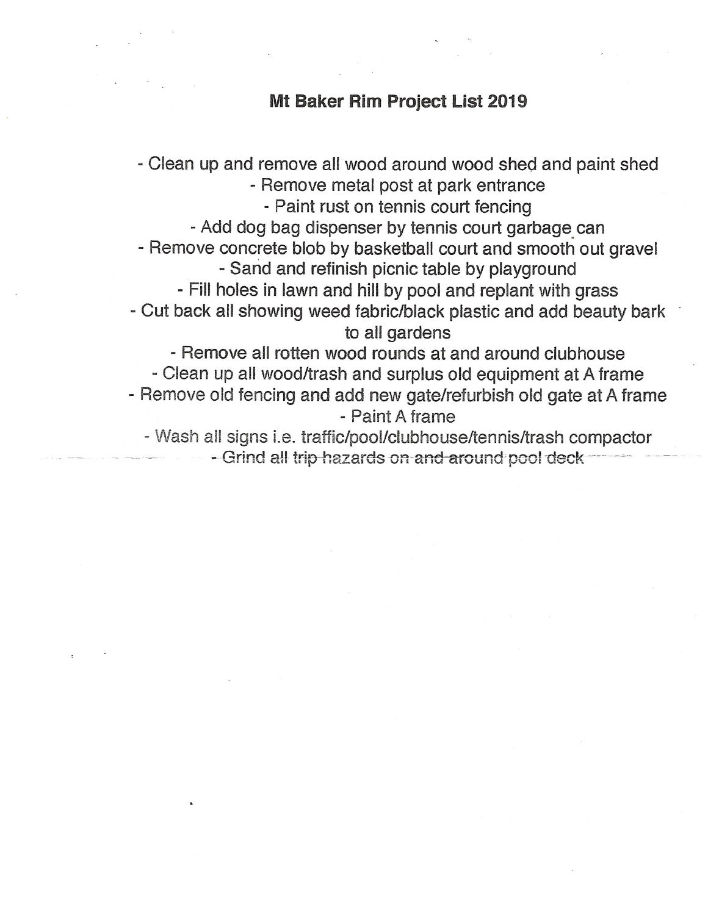# Mt Baker Rim Project List 2019

- Clean up and remove all wood around wood shed and paint shed
- Remove metal post at park entrance
- Paint rust on tennis court fencing
- Add dog bag dispenser by tennis court garbage can
- Remove concrete blob by basketball court and smooth out gravel
- Sand and refinish picnic table by playground
- Fill holes in lawn and hill by pool and replant with grass
- Cut back all showing weed fabric/black plastic and add beauty bark to all gardens
- Remove all rotten wood rounds at and around clubhouse
- Clean up all wood/trash and surplus old equipment at A frame
- Remove old fencing and add new gate/refurbish old gate at A frame
- Paint A frame
- Wash all signs i.e. traffic/pool/clubhouse/tennis/trash compactor
- ~~Grind all trip hazards on and around pool deck~~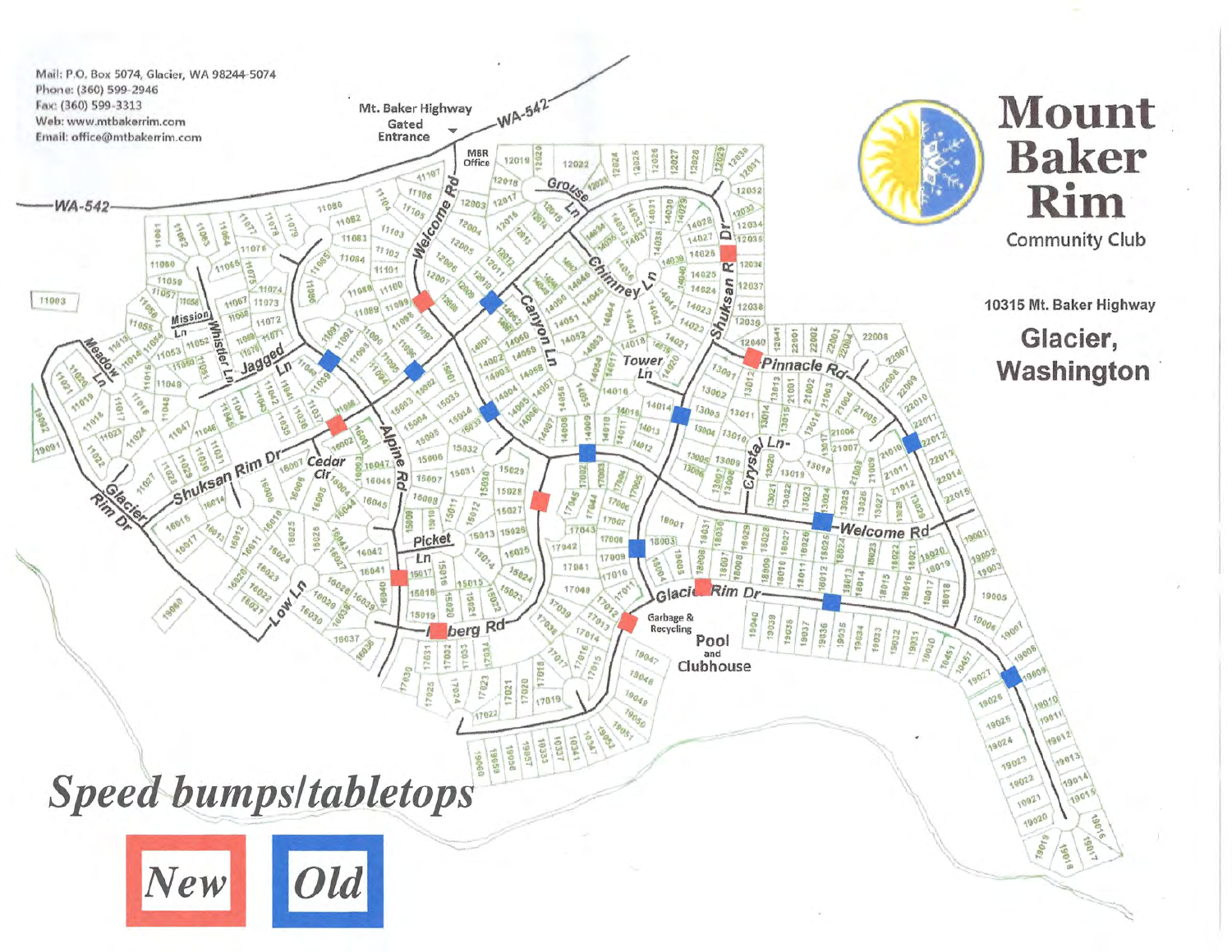Mail: P.O. Box 5074, Glacier, WA 98244-5074
Phone: (360) 599-2946
Fax: (360) 599-3313
Web: www.mtbakerrim.com
Email: office@mtbakerrim.com

# Mount Baker Rim

Community Club

10315 Mt. Baker Highway

## Glacier, Washington

Mt. Baker Highway
Gated
Entrance

WA-542

MBR Office

Welcome Rd
Grouse Ln
Chimney Ln
Canyon Ln
Shuksan Rim Dr
Pinnacle Rd
Tower Ln
Crystal Ln
Welcome Rd
Glacier Rim Dr
Mission Ln
Whistler Ln
Jagged Ln
Meadow Ln
Alpine Rd
Cedar Cir
Shuksan Rim Dr
Glacier Rim Dr
Picket Ln
Iceberg Rd
Low Ln

Garbage & Recycling

Pool and Clubhouse

*Speed bumps/tabletops*

*New*

*Old*